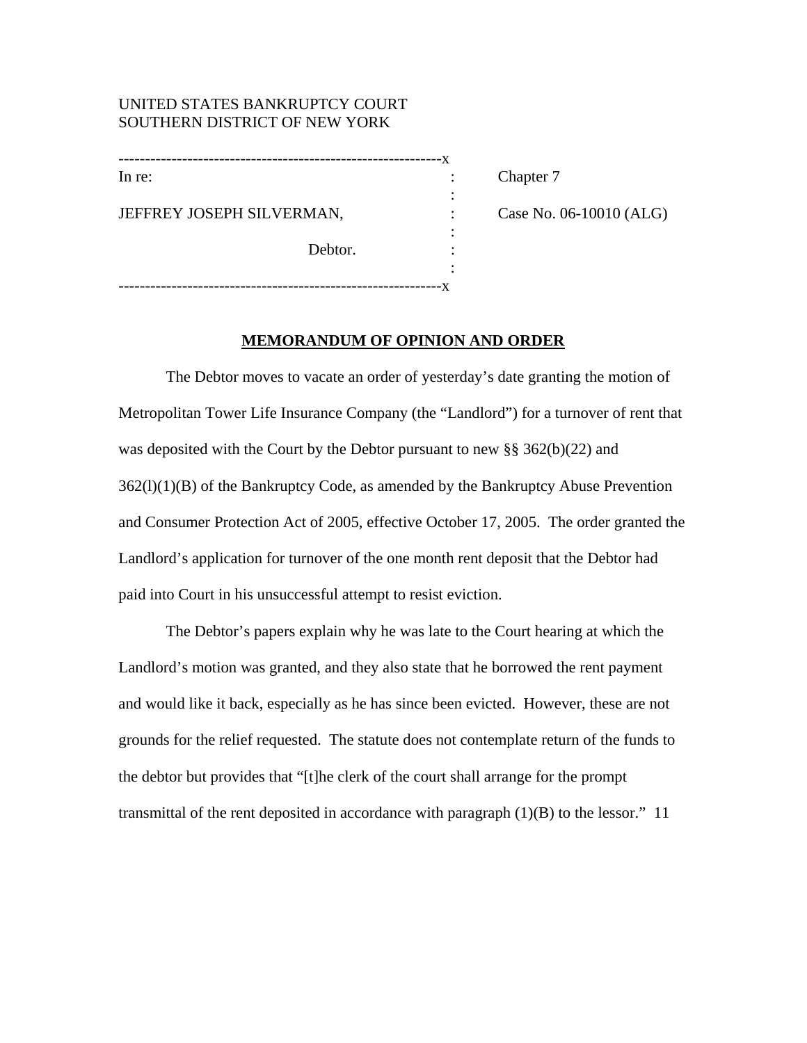UNITED STATES BANKRUPTCY COURT
SOUTHERN DISTRICT OF NEW YORK

| | | |
|---|---|---|
| In re: | : | Chapter 7 |
| JEFFREY JOSEPH SILVERMAN, | : | Case No. 06-10010 (ALG) |
| Debtor. | : | |

## MEMORANDUM OF OPINION AND ORDER

The Debtor moves to vacate an order of yesterday's date granting the motion of Metropolitan Tower Life Insurance Company (the "Landlord") for a turnover of rent that was deposited with the Court by the Debtor pursuant to new §§ 362(b)(22) and 362(l)(1)(B) of the Bankruptcy Code, as amended by the Bankruptcy Abuse Prevention and Consumer Protection Act of 2005, effective October 17, 2005. The order granted the Landlord's application for turnover of the one month rent deposit that the Debtor had paid into Court in his unsuccessful attempt to resist eviction.

The Debtor's papers explain why he was late to the Court hearing at which the Landlord's motion was granted, and they also state that he borrowed the rent payment and would like it back, especially as he has since been evicted. However, these are not grounds for the relief requested. The statute does not contemplate return of the funds to the debtor but provides that "[t]he clerk of the court shall arrange for the prompt transmittal of the rent deposited in accordance with paragraph (1)(B) to the lessor." 11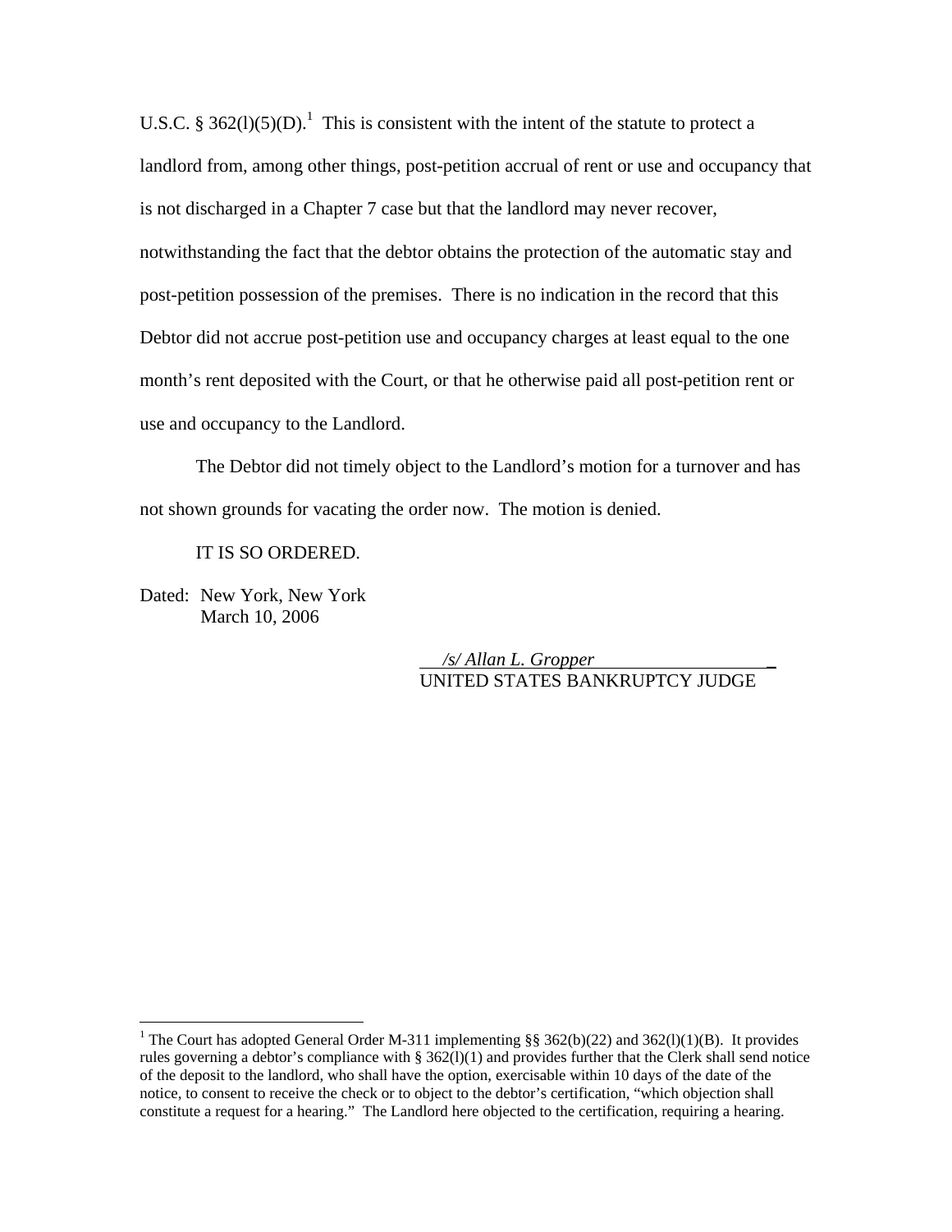U.S.C. § 362(l)(5)(D).[1] This is consistent with the intent of the statute to protect a landlord from, among other things, post-petition accrual of rent or use and occupancy that is not discharged in a Chapter 7 case but that the landlord may never recover, notwithstanding the fact that the debtor obtains the protection of the automatic stay and post-petition possession of the premises. There is no indication in the record that this Debtor did not accrue post-petition use and occupancy charges at least equal to the one month's rent deposited with the Court, or that he otherwise paid all post-petition rent or use and occupancy to the Landlord.

The Debtor did not timely object to the Landlord's motion for a turnover and has not shown grounds for vacating the order now. The motion is denied.

IT IS SO ORDERED.

Dated: New York, New York
March 10, 2006

*/s/ Allan L. Gropper*
UNITED STATES BANKRUPTCY JUDGE

---

[1] The Court has adopted General Order M-311 implementing §§ 362(b)(22) and 362(l)(1)(B). It provides rules governing a debtor's compliance with § 362(l)(1) and provides further that the Clerk shall send notice of the deposit to the landlord, who shall have the option, exercisable within 10 days of the date of the notice, to consent to receive the check or to object to the debtor's certification, "which objection shall constitute a request for a hearing." The Landlord here objected to the certification, requiring a hearing.